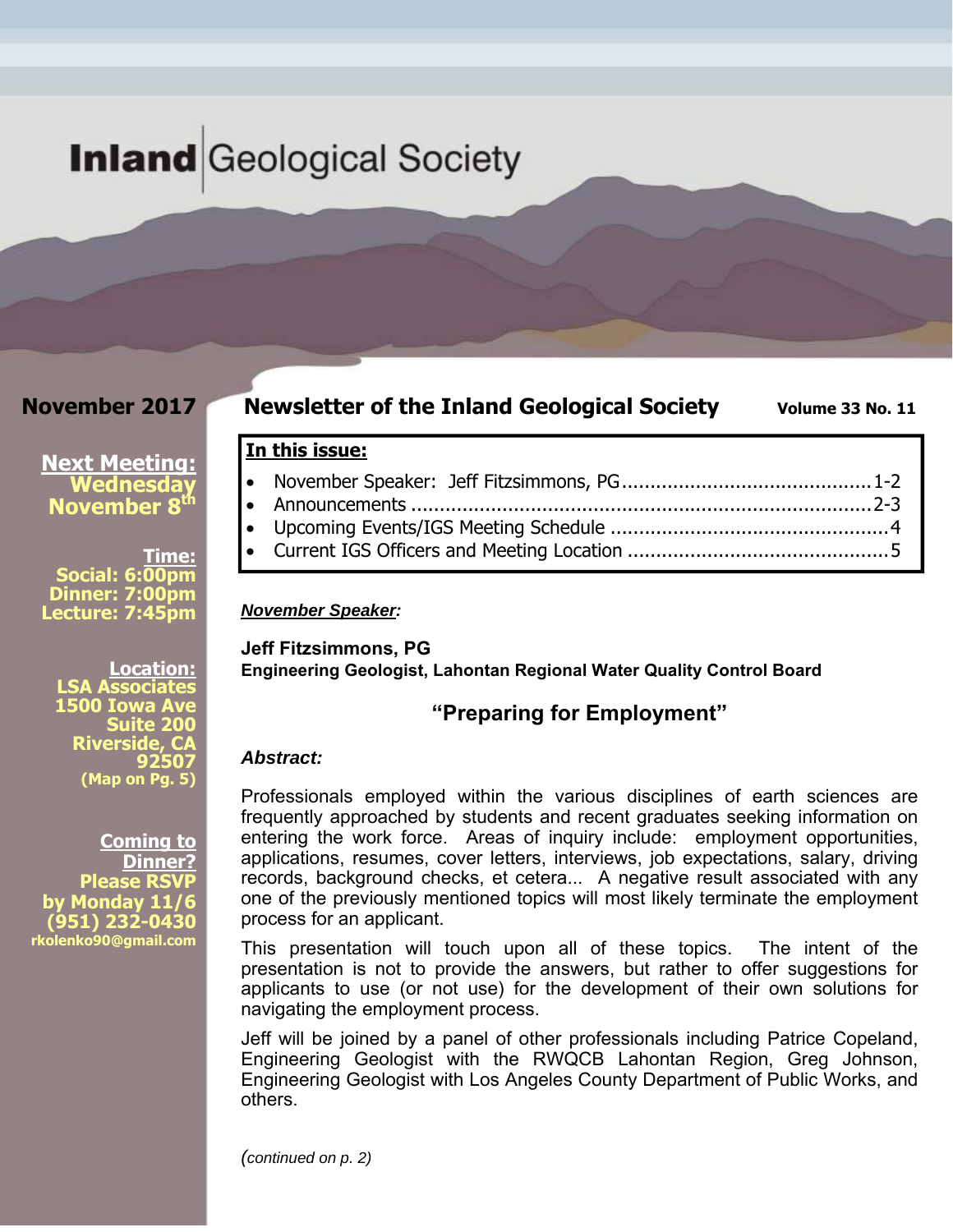# Inland Geological Society

**November 2017**

## Newsletter of the Inland Geological Society

**Volume 33 No. 11**

**Next Meeting:**
**Wednesday November 8th**

**Time:**
**Social: 6:00pm**
**Dinner: 7:00pm**
**Lecture: 7:45pm**

**Location:**
**LSA Associates**
**1500 Iowa Ave**
**Suite 200**
**Riverside, CA 92507**
**(Map on Pg. 5)**

**Coming to Dinner?**
**Please RSVP by Monday 11/6**
**(951) 232-0430**
**rkolenko90@gmail.com**

**In this issue:**

- November Speaker: Jeff Fitzsimmons, PG ........................................ 1-2
- Announcements ........................................................................... 2-3
- Upcoming Events/IGS Meeting Schedule ............................................ 4
- Current IGS Officers and Meeting Location ......................................... 5

***November Speaker:***

**Jeff Fitzsimmons, PG**
**Engineering Geologist, Lahontan Regional Water Quality Control Board**

### "Preparing for Employment"

***Abstract:***

Professionals employed within the various disciplines of earth sciences are frequently approached by students and recent graduates seeking information on entering the work force. Areas of inquiry include: employment opportunities, applications, resumes, cover letters, interviews, job expectations, salary, driving records, background checks, et cetera... A negative result associated with any one of the previously mentioned topics will most likely terminate the employment process for an applicant.

This presentation will touch upon all of these topics. The intent of the presentation is not to provide the answers, but rather to offer suggestions for applicants to use (or not use) for the development of their own solutions for navigating the employment process.

Jeff will be joined by a panel of other professionals including Patrice Copeland, Engineering Geologist with the RWQCB Lahontan Region, Greg Johnson, Engineering Geologist with Los Angeles County Department of Public Works, and others.

*(continued on p. 2)*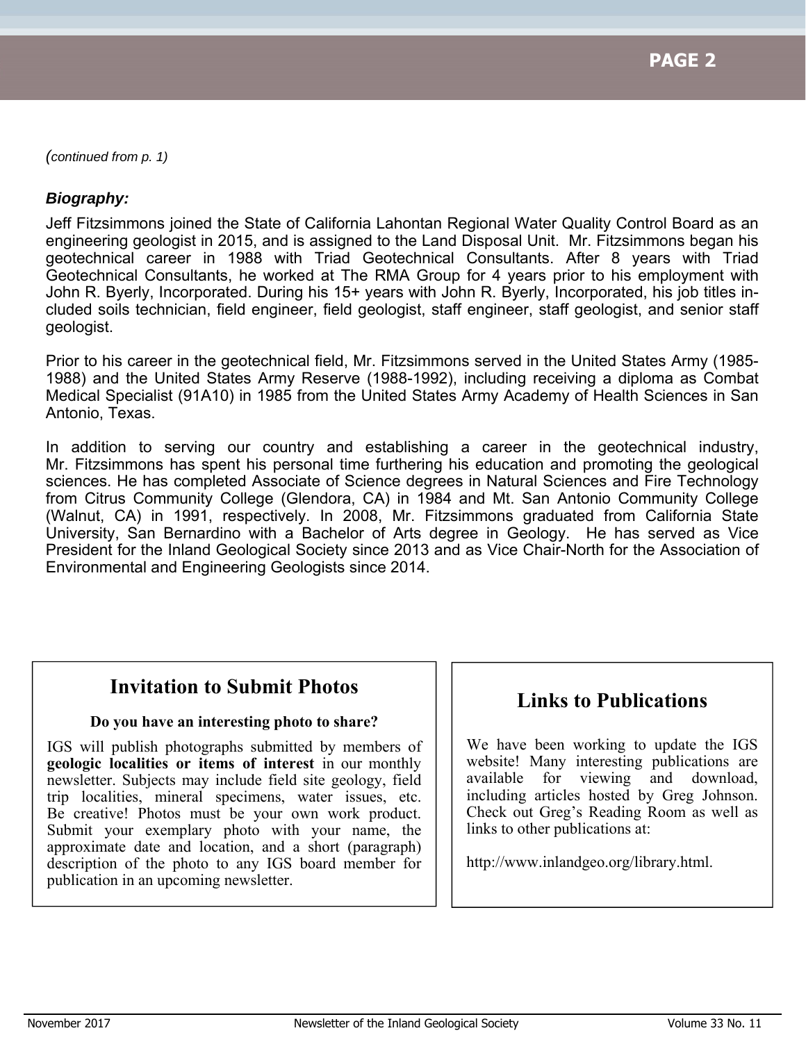*(continued from p. 1)*

***Biography:***

Jeff Fitzsimmons joined the State of California Lahontan Regional Water Quality Control Board as an engineering geologist in 2015, and is assigned to the Land Disposal Unit. Mr. Fitzsimmons began his geotechnical career in 1988 with Triad Geotechnical Consultants. After 8 years with Triad Geotechnical Consultants, he worked at The RMA Group for 4 years prior to his employment with John R. Byerly, Incorporated. During his 15+ years with John R. Byerly, Incorporated, his job titles included soils technician, field engineer, field geologist, staff engineer, staff geologist, and senior staff geologist.

Prior to his career in the geotechnical field, Mr. Fitzsimmons served in the United States Army (1985-1988) and the United States Army Reserve (1988-1992), including receiving a diploma as Combat Medical Specialist (91A10) in 1985 from the United States Army Academy of Health Sciences in San Antonio, Texas.

In addition to serving our country and establishing a career in the geotechnical industry, Mr. Fitzsimmons has spent his personal time furthering his education and promoting the geological sciences. He has completed Associate of Science degrees in Natural Sciences and Fire Technology from Citrus Community College (Glendora, CA) in 1984 and Mt. San Antonio Community College (Walnut, CA) in 1991, respectively. In 2008, Mr. Fitzsimmons graduated from California State University, San Bernardino with a Bachelor of Arts degree in Geology. He has served as Vice President for the Inland Geological Society since 2013 and as Vice Chair-North for the Association of Environmental and Engineering Geologists since 2014.

## Invitation to Submit Photos

**Do you have an interesting photo to share?**

IGS will publish photographs submitted by members of **geologic localities or items of interest** in our monthly newsletter. Subjects may include field site geology, field trip localities, mineral specimens, water issues, etc. Be creative! Photos must be your own work product. Submit your exemplary photo with your name, the approximate date and location, and a short (paragraph) description of the photo to any IGS board member for publication in an upcoming newsletter.

## Links to Publications

We have been working to update the IGS website! Many interesting publications are available for viewing and download, including articles hosted by Greg Johnson. Check out Greg's Reading Room as well as links to other publications at:

http://www.inlandgeo.org/library.html.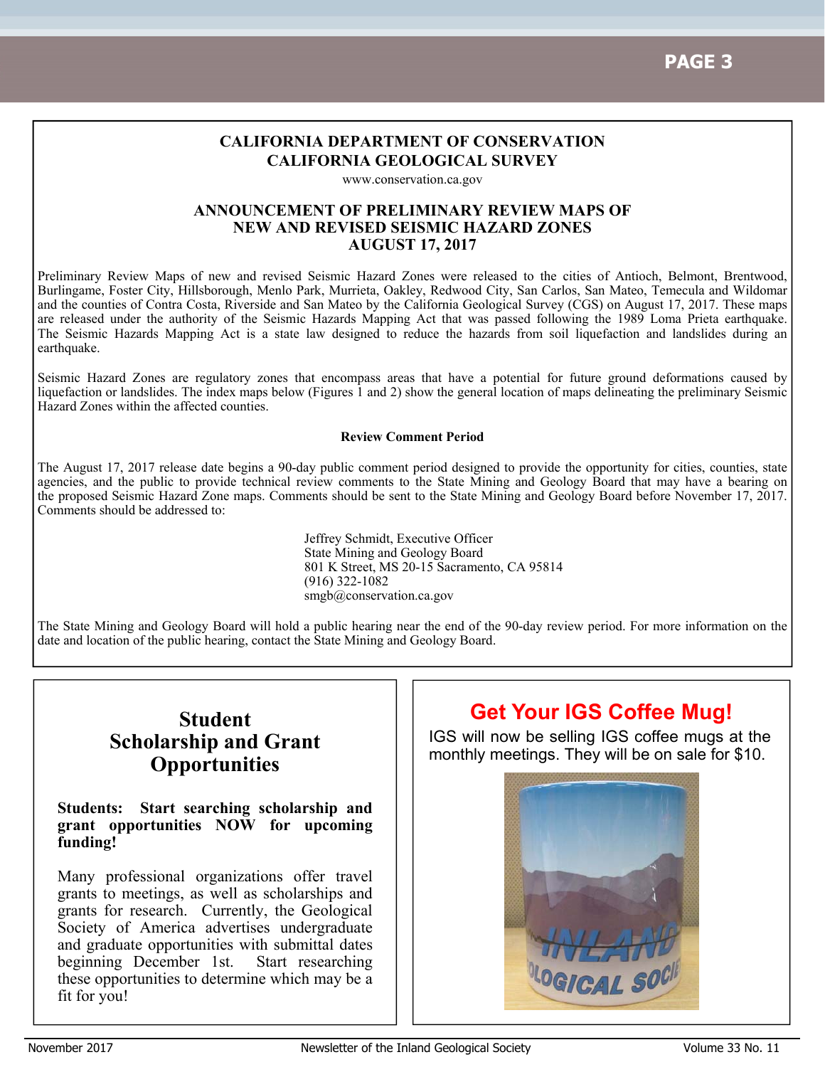## CALIFORNIA DEPARTMENT OF CONSERVATION
## CALIFORNIA GEOLOGICAL SURVEY

www.conservation.ca.gov

### ANNOUNCEMENT OF PRELIMINARY REVIEW MAPS OF NEW AND REVISED SEISMIC HAZARD ZONES
### AUGUST 17, 2017

Preliminary Review Maps of new and revised Seismic Hazard Zones were released to the cities of Antioch, Belmont, Brentwood, Burlingame, Foster City, Hillsborough, Menlo Park, Murrieta, Oakley, Redwood City, San Carlos, San Mateo, Temecula and Wildomar and the counties of Contra Costa, Riverside and San Mateo by the California Geological Survey (CGS) on August 17, 2017. These maps are released under the authority of the Seismic Hazards Mapping Act that was passed following the 1989 Loma Prieta earthquake. The Seismic Hazards Mapping Act is a state law designed to reduce the hazards from soil liquefaction and landslides during an earthquake.

Seismic Hazard Zones are regulatory zones that encompass areas that have a potential for future ground deformations caused by liquefaction or landslides. The index maps below (Figures 1 and 2) show the general location of maps delineating the preliminary Seismic Hazard Zones within the affected counties.

**Review Comment Period**

The August 17, 2017 release date begins a 90-day public comment period designed to provide the opportunity for cities, counties, state agencies, and the public to provide technical review comments to the State Mining and Geology Board that may have a bearing on the proposed Seismic Hazard Zone maps. Comments should be sent to the State Mining and Geology Board before November 17, 2017. Comments should be addressed to:

Jeffrey Schmidt, Executive Officer
State Mining and Geology Board
801 K Street, MS 20-15 Sacramento, CA 95814
(916) 322-1082
smgb@conservation.ca.gov

The State Mining and Geology Board will hold a public hearing near the end of the 90-day review period. For more information on the date and location of the public hearing, contact the State Mining and Geology Board.

## Student Scholarship and Grant Opportunities

**Students: Start searching scholarship and grant opportunities NOW for upcoming funding!**

Many professional organizations offer travel grants to meetings, as well as scholarships and grants for research. Currently, the Geological Society of America advertises undergraduate and graduate opportunities with submittal dates beginning December 1st. Start researching these opportunities to determine which may be a fit for you!

## Get Your IGS Coffee Mug!

IGS will now be selling IGS coffee mugs at the monthly meetings. They will be on sale for $10.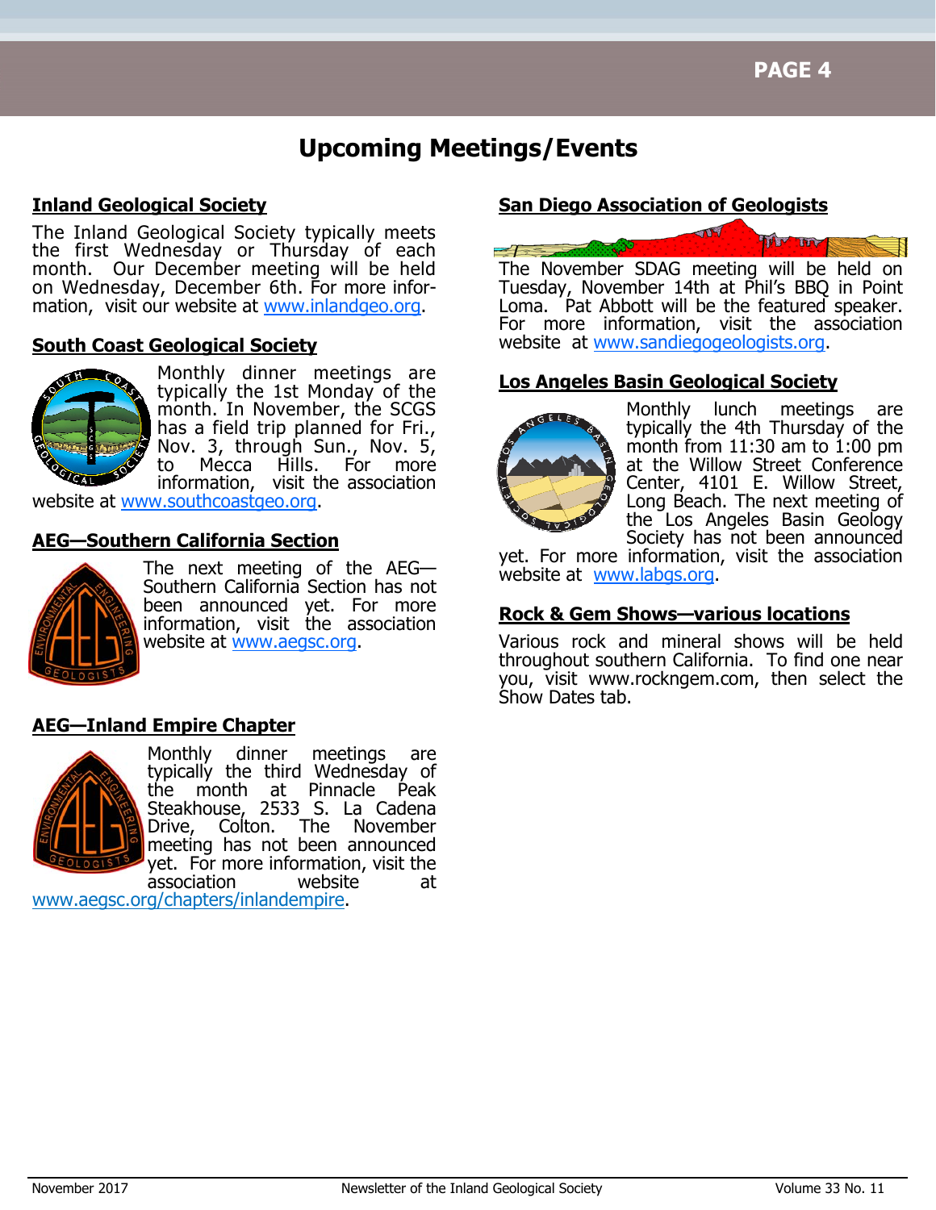# Upcoming Meetings/Events

## Inland Geological Society

The Inland Geological Society typically meets the first Wednesday or Thursday of each month. Our December meeting will be held on Wednesday, December 6th. For more information, visit our website at www.inlandgeo.org.

## South Coast Geological Society

Monthly dinner meetings are typically the 1st Monday of the month. In November, the SCGS has a field trip planned for Fri., Nov. 3, through Sun., Nov. 5, to Mecca Hills. For more information, visit the association website at www.southcoastgeo.org.

## AEG—Southern California Section

The next meeting of the AEG—Southern California Section has not been announced yet. For more information, visit the association website at www.aegsc.org.

## AEG—Inland Empire Chapter

Monthly dinner meetings are typically the third Wednesday of the month at Pinnacle Peak Steakhouse, 2533 S. La Cadena Drive, Colton. The November meeting has not been announced yet. For more information, visit the association website at www.aegsc.org/chapters/inlandempire.

## San Diego Association of Geologists

The November SDAG meeting will be held on Tuesday, November 14th at Phil's BBQ in Point Loma. Pat Abbott will be the featured speaker. For more information, visit the association website at www.sandiegogeologists.org.

## Los Angeles Basin Geological Society

Monthly lunch meetings are typically the 4th Thursday of the month from 11:30 am to 1:00 pm at the Willow Street Conference Center, 4101 E. Willow Street, Long Beach. The next meeting of the Los Angeles Basin Geology Society has not been announced yet. For more information, visit the association website at www.labgs.org.

## Rock & Gem Shows—various locations

Various rock and mineral shows will be held throughout southern California. To find one near you, visit www.rockngem.com, then select the Show Dates tab.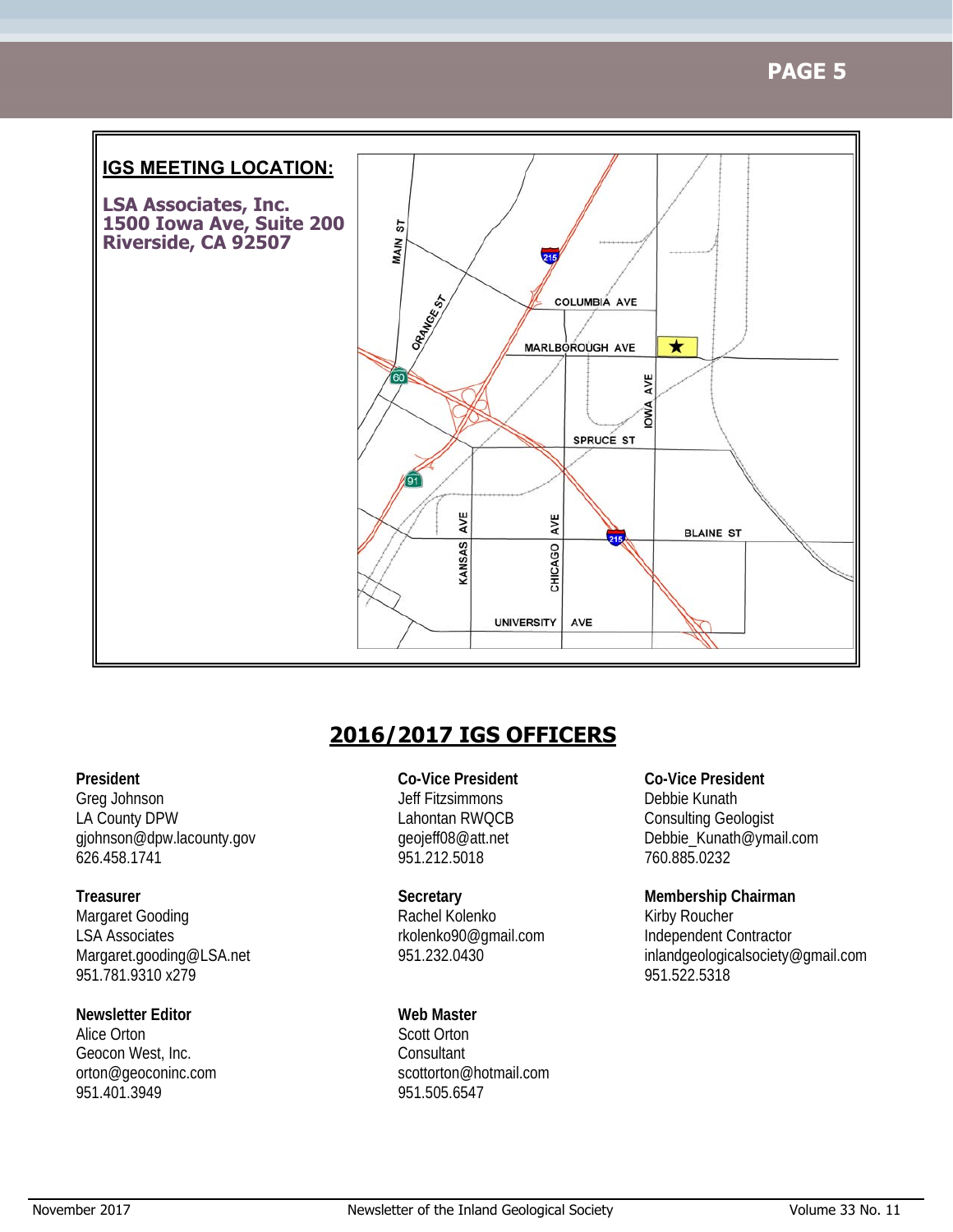**IGS MEETING LOCATION:**

**LSA Associates, Inc.**
**1500 Iowa Ave, Suite 200**
**Riverside, CA 92507**

MAIN ST
ORANGE ST
215
COLUMBIA AVE
MARLBOROUGH AVE
60
IOWA AVE
SPRUCE ST
91
KANSAS AVE
CHICAGO AVE
215
BLAINE ST
UNIVERSITY AVE

## 2016/2017 IGS OFFICERS

**President**
Greg Johnson
LA County DPW
gjohnson@dpw.lacounty.gov
626.458.1741

**Co-Vice President**
Jeff Fitzsimmons
Lahontan RWQCB
geojeff08@att.net
951.212.5018

**Co-Vice President**
Debbie Kunath
Consulting Geologist
Debbie_Kunath@ymail.com
760.885.0232

**Treasurer**
Margaret Gooding
LSA Associates
Margaret.gooding@LSA.net
951.781.9310 x279

**Secretary**
Rachel Kolenko
rkolenko90@gmail.com
951.232.0430

**Membership Chairman**
Kirby Roucher
Independent Contractor
inlandgeologicalsociety@gmail.com
951.522.5318

**Newsletter Editor**
Alice Orton
Geocon West, Inc.
orton@geoconinc.com
951.401.3949

**Web Master**
Scott Orton
Consultant
scottorton@hotmail.com
951.505.6547